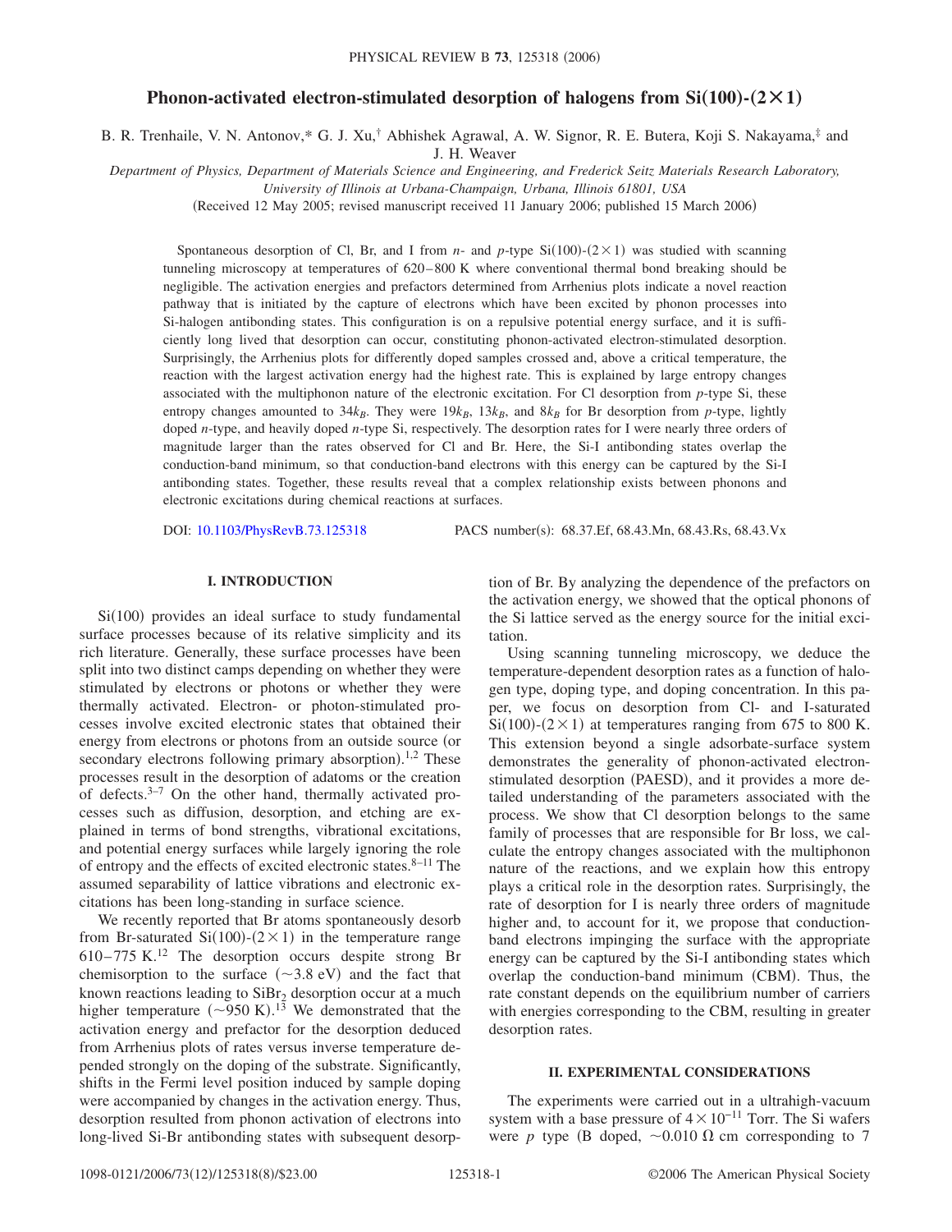# Phonon-activated electron-stimulated desorption of halogens from Si(100)-(2×1)

B. R. Trenhaile, V. N. Antonov,* G. J. Xu,† Abhishek Agrawal, A. W. Signor, R. E. Butera, Koji S. Nakayama,‡ and J. H. Weaver

*Department of Physics, Department of Materials Science and Engineering, and Frederick Seitz Materials Research Laboratory, University of Illinois at Urbana-Champaign, Urbana, Illinois 61801, USA*

(Received 12 May 2005; revised manuscript received 11 January 2006; published 15 March 2006)

Spontaneous desorption of Cl, Br, and I from *n*- and *p*-type Si(100)-(2×1) was studied with scanning tunneling microscopy at temperatures of 620–800 K where conventional thermal bond breaking should be negligible. The activation energies and prefactors determined from Arrhenius plots indicate a novel reaction pathway that is initiated by the capture of electrons which have been excited by phonon processes into Si-halogen antibonding states. This configuration is on a repulsive potential energy surface, and it is sufficiently long lived that desorption can occur, constituting phonon-activated electron-stimulated desorption. Surprisingly, the Arrhenius plots for differently doped samples crossed and, above a critical temperature, the reaction with the largest activation energy had the highest rate. This is explained by large entropy changes associated with the multiphonon nature of the electronic excitation. For Cl desorption from *p*-type Si, these entropy changes amounted to $34k_B$. They were $19k_B$, $13k_B$, and $8k_B$ for Br desorption from *p*-type, lightly doped *n*-type, and heavily doped *n*-type Si, respectively. The desorption rates for I were nearly three orders of magnitude larger than the rates observed for Cl and Br. Here, the Si-I antibonding states overlap the conduction-band minimum, so that conduction-band electrons with this energy can be captured by the Si-I antibonding states. Together, these results reveal that a complex relationship exists between phonons and electronic excitations during chemical reactions at surfaces.

DOI: 10.1103/PhysRevB.73.125318 PACS number(s): 68.37.Ef, 68.43.Mn, 68.43.Rs, 68.43.Vx

## I. INTRODUCTION

Si(100) provides an ideal surface to study fundamental surface processes because of its relative simplicity and its rich literature. Generally, these surface processes have been split into two distinct camps depending on whether they were stimulated by electrons or photons or whether they were thermally activated. Electron- or photon-stimulated processes involve excited electronic states that obtained their energy from electrons or photons from an outside source (or secondary electrons following primary absorption).[1,2] These processes result in the desorption of adatoms or the creation of defects.[3–7] On the other hand, thermally activated processes such as diffusion, desorption, and etching are explained in terms of bond strengths, vibrational excitations, and potential energy surfaces while largely ignoring the role of entropy and the effects of excited electronic states.[8–11] The assumed separability of lattice vibrations and electronic excitations has been long-standing in surface science.

We recently reported that Br atoms spontaneously desorb from Br-saturated Si(100)-(2×1) in the temperature range 610–775 K.[12] The desorption occurs despite strong Br chemisorption to the surface (~3.8 eV) and the fact that known reactions leading to $SiBr_2$ desorption occur at a much higher temperature (~950 K).[13] We demonstrated that the activation energy and prefactor for the desorption deduced from Arrhenius plots of rates versus inverse temperature depended strongly on the doping of the substrate. Significantly, shifts in the Fermi level position induced by sample doping were accompanied by changes in the activation energy. Thus, desorption resulted from phonon activation of electrons into long-lived Si-Br antibonding states with subsequent desorption of Br. By analyzing the dependence of the prefactors on the activation energy, we showed that the optical phonons of the Si lattice served as the energy source for the initial excitation.

Using scanning tunneling microscopy, we deduce the temperature-dependent desorption rates as a function of halogen type, doping type, and doping concentration. In this paper, we focus on desorption from Cl- and I-saturated Si(100)-(2×1) at temperatures ranging from 675 to 800 K. This extension beyond a single adsorbate-surface system demonstrates the generality of phonon-activated electron-stimulated desorption (PAESD), and it provides a more detailed understanding of the parameters associated with the process. We show that Cl desorption belongs to the same family of processes that are responsible for Br loss, we calculate the entropy changes associated with the multiphonon nature of the reactions, and we explain how this entropy plays a critical role in the desorption rates. Surprisingly, the rate of desorption for I is nearly three orders of magnitude higher and, to account for it, we propose that conduction-band electrons impinging the surface with the appropriate energy can be captured by the Si-I antibonding states which overlap the conduction-band minimum (CBM). Thus, the rate constant depends on the equilibrium number of carriers with energies corresponding to the CBM, resulting in greater desorption rates.

## II. EXPERIMENTAL CONSIDERATIONS

The experiments were carried out in a ultrahigh-vacuum system with a base pressure of $4\times10^{-11}$ Torr. The Si wafers were *p* type (B doped, ~0.010 Ω cm corresponding to 7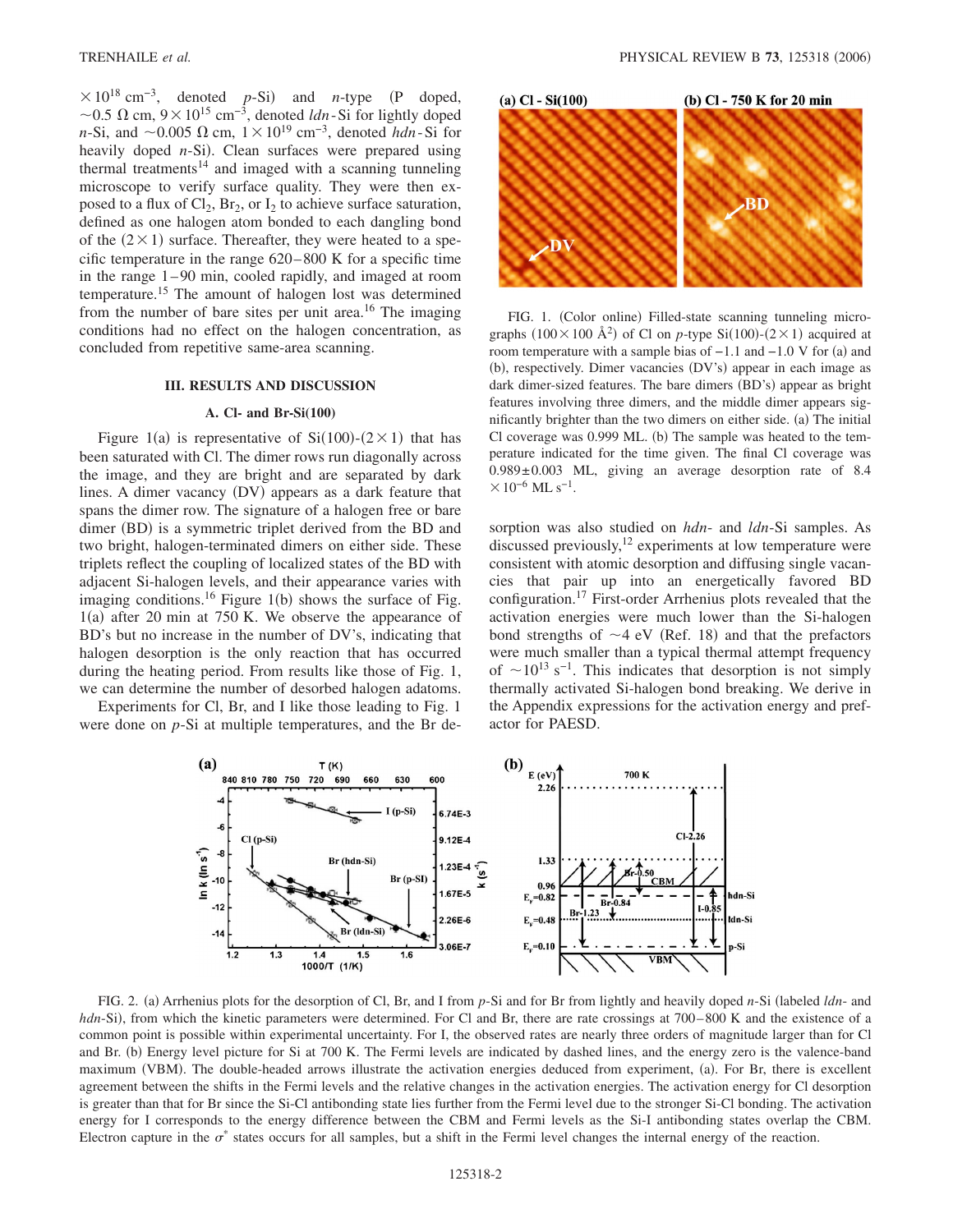$\times 10^{18}$ cm$^{-3}$, denoted *p*-Si) and *n*-type (P doped, $\sim$0.5 Ω cm, $9\times 10^{15}$ cm$^{-3}$, denoted *ldn*-Si for lightly doped *n*-Si, and $\sim$0.005 Ω cm, $1\times 10^{19}$ cm$^{-3}$, denoted *hdn*-Si for heavily doped *n*-Si). Clean surfaces were prepared using thermal treatments[14] and imaged with a scanning tunneling microscope to verify surface quality. They were then exposed to a flux of $Cl_2$, $Br_2$, or $I_2$ to achieve surface saturation, defined as one halogen atom bonded to each dangling bond of the $(2\times 1)$ surface. Thereafter, they were heated to a specific temperature in the range 620–800 K for a specific time in the range 1–90 min, cooled rapidly, and imaged at room temperature.[15] The amount of halogen lost was determined from the number of bare sites per unit area.[16] The imaging conditions had no effect on the halogen concentration, as concluded from repetitive same-area scanning.

## III. RESULTS AND DISCUSSION

### A. Cl- and Br-Si(100)

Figure 1(a) is representative of Si(100)-$(2\times 1)$ that has been saturated with Cl. The dimer rows run diagonally across the image, and they are bright and are separated by dark lines. A dimer vacancy (DV) appears as a dark feature that spans the dimer row. The signature of a halogen free or bare dimer (BD) is a symmetric triplet derived from the BD and two bright, halogen-terminated dimers on either side. These triplets reflect the coupling of localized states of the BD with adjacent Si-halogen levels, and their appearance varies with imaging conditions.[16] Figure 1(b) shows the surface of Fig. 1(a) after 20 min at 750 K. We observe the appearance of BD's but no increase in the number of DV's, indicating that halogen desorption is the only reaction that has occurred during the heating period. From results like those of Fig. 1, we can determine the number of desorbed halogen adatoms.

Experiments for Cl, Br, and I like those leading to Fig. 1 were done on *p*-Si at multiple temperatures, and the Br desorption was also studied on *hdn*- and *ldn*-Si samples. As discussed previously,[12] experiments at low temperature were consistent with atomic desorption and diffusing single vacancies that pair up into an energetically favored BD configuration.[17] First-order Arrhenius plots revealed that the activation energies were much lower than the Si-halogen bond strengths of $\sim$4 eV (Ref. 18) and that the prefactors were much smaller than a typical thermal attempt frequency of $\sim 10^{13}$ s$^{-1}$. This indicates that desorption is not simply thermally activated Si-halogen bond breaking. We derive in the Appendix expressions for the activation energy and prefactor for PAESD.

FIG. 1. (Color online) Filled-state scanning tunneling micrographs ($100\times 100$ Å$^2$) of Cl on *p*-type Si(100)-$(2\times 1)$ acquired at room temperature with a sample bias of $-1.1$ and $-1.0$ V for (a) and (b), respectively. Dimer vacancies (DV's) appear in each image as dark dimer-sized features. The bare dimers (BD's) appear as bright features involving three dimers, and the middle dimer appears significantly brighter than the two dimers on either side. (a) The initial Cl coverage was 0.999 ML. (b) The sample was heated to the temperature indicated for the time given. The final Cl coverage was $0.989\pm 0.003$ ML, giving an average desorption rate of $8.4\times 10^{-6}$ ML s$^{-1}$.

FIG. 2. (a) Arrhenius plots for the desorption of Cl, Br, and I from *p*-Si and for Br from lightly and heavily doped *n*-Si (labeled *ldn*- and *hdn*-Si), from which the kinetic parameters were determined. For Cl and Br, there are rate crossings at 700–800 K and the existence of a common point is possible within experimental uncertainty. For I, the observed rates are nearly three orders of magnitude larger than for Cl and Br. (b) Energy level picture for Si at 700 K. The Fermi levels are indicated by dashed lines, and the energy zero is the valence-band maximum (VBM). The double-headed arrows illustrate the activation energies deduced from experiment, (a). For Br, there is excellent agreement between the shifts in the Fermi levels and the relative changes in the activation energies. The activation energy for Cl desorption is greater than that for Br since the Si-Cl antibonding state lies further from the Fermi level due to the stronger Si-Cl bonding. The activation energy for I corresponds to the energy difference between the CBM and Fermi levels as the Si-I antibonding states overlap the CBM. Electron capture in the $\sigma^*$ states occurs for all samples, but a shift in the Fermi level changes the internal energy of the reaction.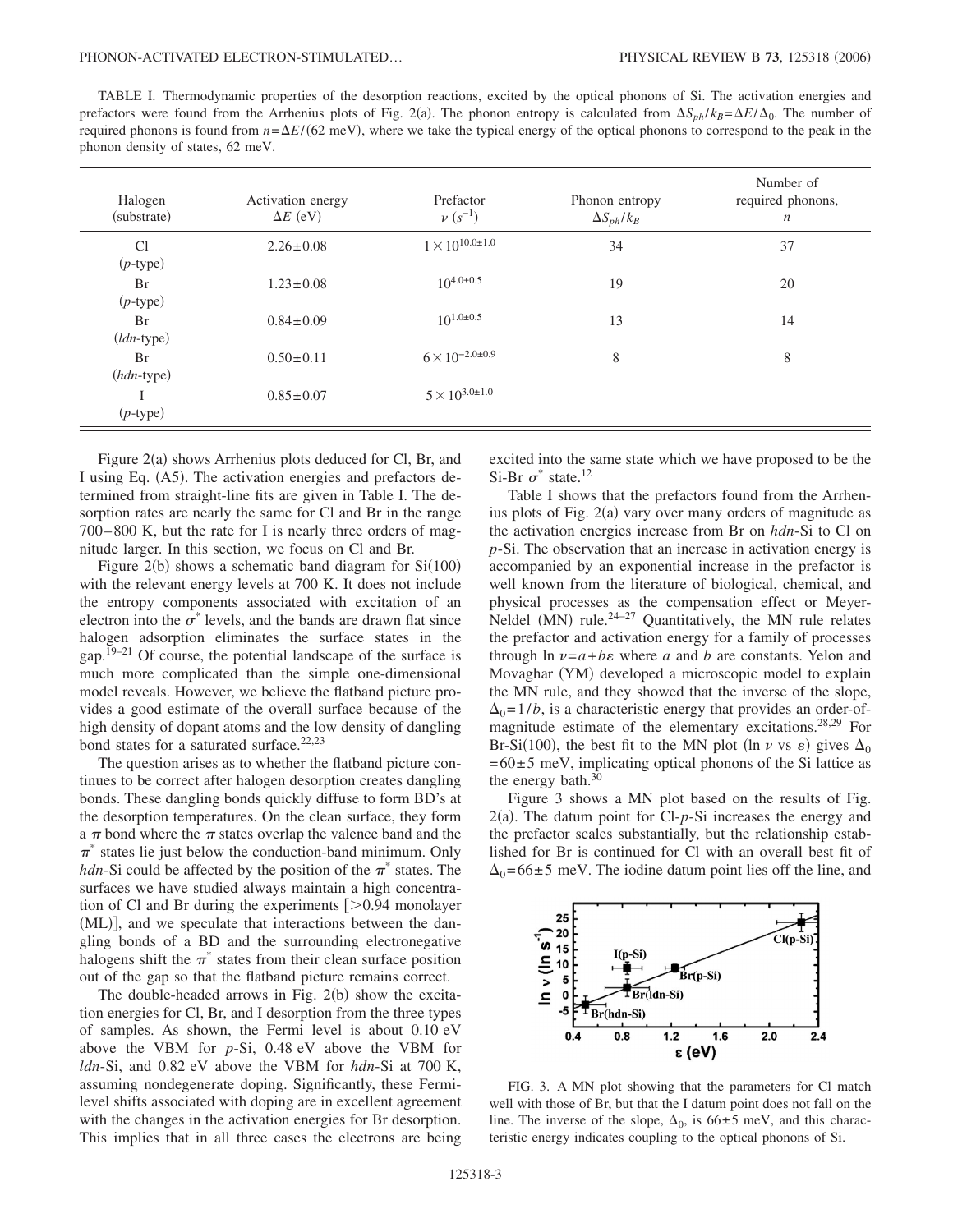TABLE I. Thermodynamic properties of the desorption reactions, excited by the optical phonons of Si. The activation energies and prefactors were found from the Arrhenius plots of Fig. 2(a). The phonon entropy is calculated from $\Delta S_{ph}/k_B = \Delta E/\Delta_0$. The number of required phonons is found from $n = \Delta E/(62\ \text{meV})$, where we take the typical energy of the optical phonons to correspond to the peak in the phonon density of states, 62 meV.

| Halogen (substrate) | Activation energy $\Delta E$ (eV) | Prefactor $\nu$ ($s^{-1}$) | Phonon entropy $\Delta S_{ph}/k_B$ | Number of required phonons, $n$ |
|---|---|---|---|---|
| Cl (*p*-type) | $2.26 \pm 0.08$ | $1 \times 10^{10.0 \pm 1.0}$ | 34 | 37 |
| Br (*p*-type) | $1.23 \pm 0.08$ | $10^{4.0 \pm 0.5}$ | 19 | 20 |
| Br (*ldn*-type) | $0.84 \pm 0.09$ | $10^{1.0 \pm 0.5}$ | 13 | 14 |
| Br (*hdn*-type) | $0.50 \pm 0.11$ | $6 \times 10^{-2.0 \pm 0.9}$ | 8 | 8 |
| I (*p*-type) | $0.85 \pm 0.07$ | $5 \times 10^{3.0 \pm 1.0}$ | | |

Figure 2(a) shows Arrhenius plots deduced for Cl, Br, and I using Eq. (A5). The activation energies and prefactors determined from straight-line fits are given in Table I. The desorption rates are nearly the same for Cl and Br in the range 700–800 K, but the rate for I is nearly three orders of magnitude larger. In this section, we focus on Cl and Br.

Figure 2(b) shows a schematic band diagram for Si(100) with the relevant energy levels at 700 K. It does not include the entropy components associated with excitation of an electron into the $\sigma^*$ levels, and the bands are drawn flat since halogen adsorption eliminates the surface states in the gap.[19–21] Of course, the potential landscape of the surface is much more complicated than the simple one-dimensional model reveals. However, we believe the flatband picture provides a good estimate of the overall surface because of the high density of dopant atoms and the low density of dangling bond states for a saturated surface.[22,23]

The question arises as to whether the flatband picture continues to be correct after halogen desorption creates dangling bonds. These dangling bonds quickly diffuse to form BD's at the desorption temperatures. On the clean surface, they form a $\pi$ bond where the $\pi$ states overlap the valence band and the $\pi^*$ states lie just below the conduction-band minimum. Only *hdn*-Si could be affected by the position of the $\pi^*$ states. The surfaces we have studied always maintain a high concentration of Cl and Br during the experiments [>0.94 monolayer (ML)], and we speculate that interactions between the dangling bonds of a BD and the surrounding electronegative halogens shift the $\pi^*$ states from their clean surface position out of the gap so that the flatband picture remains correct.

The double-headed arrows in Fig. 2(b) show the excitation energies for Cl, Br, and I desorption from the three types of samples. As shown, the Fermi level is about 0.10 eV above the VBM for *p*-Si, 0.48 eV above the VBM for *ldn*-Si, and 0.82 eV above the VBM for *hdn*-Si at 700 K, assuming nondegenerate doping. Significantly, these Fermi-level shifts associated with doping are in excellent agreement with the changes in the activation energies for Br desorption. This implies that in all three cases the electrons are being excited into the same state which we have proposed to be the Si-Br $\sigma^*$ state.[12]

Table I shows that the prefactors found from the Arrhenius plots of Fig. 2(a) vary over many orders of magnitude as the activation energies increase from Br on *hdn*-Si to Cl on *p*-Si. The observation that an increase in activation energy is accompanied by an exponential increase in the prefactor is well known from the literature of biological, chemical, and physical processes as the compensation effect or Meyer-Neldel (MN) rule.[24–27] Quantitatively, the MN rule relates the prefactor and activation energy for a family of processes through $\ln \nu = a + b\varepsilon$ where $a$ and $b$ are constants. Yelon and Movaghar (YM) developed a microscopic model to explain the MN rule, and they showed that the inverse of the slope, $\Delta_0 = 1/b$, is a characteristic energy that provides an order-of-magnitude estimate of the elementary excitations.[28,29] For Br-Si(100), the best fit to the MN plot ($\ln \nu$ vs $\varepsilon$) gives $\Delta_0 = 60 \pm 5$ meV, implicating optical phonons of the Si lattice as the energy bath.[30]

Figure 3 shows a MN plot based on the results of Fig. 2(a). The datum point for Cl-*p*-Si increases the energy and the prefactor scales substantially, but the relationship established for Br is continued for Cl with an overall best fit of $\Delta_0 = 66 \pm 5$ meV. The iodine datum point lies off the line, and

FIG. 3. A MN plot showing that the parameters for Cl match well with those of Br, but that the I datum point does not fall on the line. The inverse of the slope, $\Delta_0$, is $66 \pm 5$ meV, and this characteristic energy indicates coupling to the optical phonons of Si.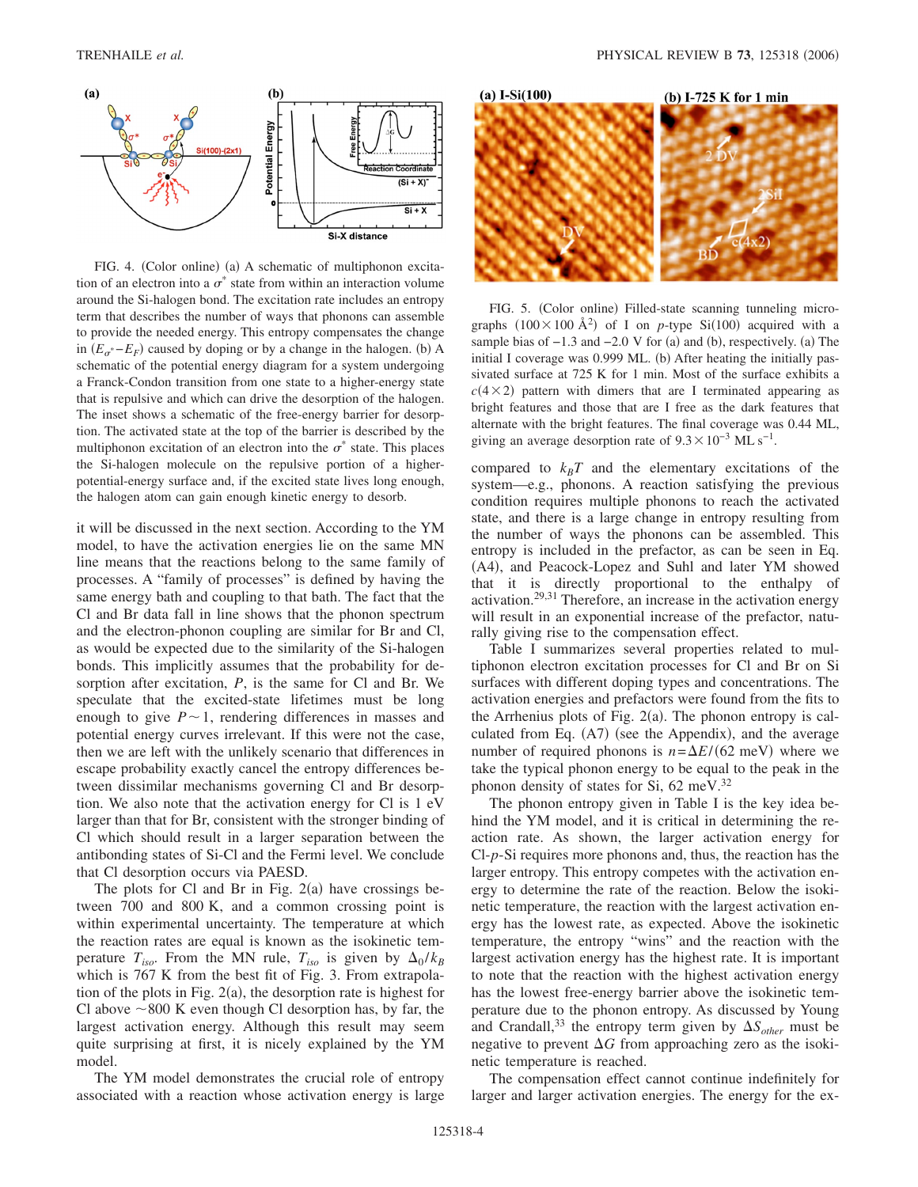FIG. 4. (Color online) (a) A schematic of multiphonon excitation of an electron into a $\sigma^*$ state from within an interaction volume around the Si-halogen bond. The excitation rate includes an entropy term that describes the number of ways that phonons can assemble to provide the needed energy. This entropy compensates the change in $(E_{\sigma^*}-E_F)$ caused by doping or by a change in the halogen. (b) A schematic of the potential energy diagram for a system undergoing a Franck-Condon transition from one state to a higher-energy state that is repulsive and which can drive the desorption of the halogen. The inset shows a schematic of the free-energy barrier for desorption. The activated state at the top of the barrier is described by the multiphonon excitation of an electron into the $\sigma^*$ state. This places the Si-halogen molecule on the repulsive portion of a higher-potential-energy surface and, if the excited state lives long enough, the halogen atom can gain enough kinetic energy to desorb.

it will be discussed in the next section. According to the YM model, to have the activation energies lie on the same MN line means that the reactions belong to the same family of processes. A "family of processes" is defined by having the same energy bath and coupling to that bath. The fact that the Cl and Br data fall in line shows that the phonon spectrum and the electron-phonon coupling are similar for Br and Cl, as would be expected due to the similarity of the Si-halogen bonds. This implicitly assumes that the probability for desorption after excitation, $P$, is the same for Cl and Br. We speculate that the excited-state lifetimes must be long enough to give $P\sim 1$, rendering differences in masses and potential energy curves irrelevant. If this were not the case, then we are left with the unlikely scenario that differences in escape probability exactly cancel the entropy differences between dissimilar mechanisms governing Cl and Br desorption. We also note that the activation energy for Cl is 1 eV larger than that for Br, consistent with the stronger binding of Cl which should result in a larger separation between the antibonding states of Si-Cl and the Fermi level. We conclude that Cl desorption occurs via PAESD.

The plots for Cl and Br in Fig. 2(a) have crossings between 700 and 800 K, and a common crossing point is within experimental uncertainty. The temperature at which the reaction rates are equal is known as the isokinetic temperature, $T_{iso}$. From the MN rule, $T_{iso}$ is given by $\Delta_0/k_B$ which is 767 K from the best fit of Fig. 3. From extrapolation of the plots in Fig. 2(a), the desorption rate is highest for Cl above $\sim$800 K even though Cl desorption has, by far, the largest activation energy. Although this result may seem quite surprising at first, it is nicely explained by the YM model.

The YM model demonstrates the crucial role of entropy associated with a reaction whose activation energy is large

FIG. 5. (Color online) Filled-state scanning tunneling micrographs ($100\times 100$ Å$^2$) of I on $p$-type Si(100) acquired with a sample bias of $-1.3$ and $-2.0$ V for (a) and (b), respectively. (a) The initial I coverage was 0.999 ML. (b) After heating the initially passivated surface at 725 K for 1 min. Most of the surface exhibits a $c(4\times 2)$ pattern with dimers that are I terminated appearing as bright features and those that are I free as the dark features that alternate with the bright features. The final coverage was 0.44 ML, giving an average desorption rate of $9.3\times 10^{-3}$ ML s$^{-1}$.

compared to $k_BT$ and the elementary excitations of the system—e.g., phonons. A reaction satisfying the previous condition requires multiple phonons to reach the activated state, and there is a large change in entropy resulting from the number of ways the phonons can be assembled. This entropy is included in the prefactor, as can be seen in Eq. (A4), and Peacock-Lopez and Suhl and later YM showed that it is directly proportional to the enthalpy of activation.[29,31] Therefore, an increase in the activation energy will result in an exponential increase of the prefactor, naturally giving rise to the compensation effect.

Table I summarizes several properties related to multiphonon electron excitation processes for Cl and Br on Si surfaces with different doping types and concentrations. The activation energies and prefactors were found from the fits to the Arrhenius plots of Fig. 2(a). The phonon entropy is calculated from Eq. (A7) (see the Appendix), and the average number of required phonons is $n=\Delta E/(62\text{ meV})$ where we take the typical phonon energy to be equal to the peak in the phonon density of states for Si, 62 meV.[32]

The phonon entropy given in Table I is the key idea behind the YM model, and it is critical in determining the reaction rate. As shown, the larger activation energy for Cl-$p$-Si requires more phonons and, thus, the reaction has the larger entropy. This entropy competes with the activation energy to determine the rate of the reaction. Below the isokinetic temperature, the reaction with the largest activation energy has the lowest rate, as expected. Above the isokinetic temperature, the entropy "wins" and the reaction with the largest activation energy has the highest rate. It is important to note that the reaction with the highest activation energy has the lowest free-energy barrier above the isokinetic temperature due to the phonon entropy. As discussed by Young and Crandall,[33] the entropy term given by $\Delta S_{other}$ must be negative to prevent $\Delta G$ from approaching zero as the isokinetic temperature is reached.

The compensation effect cannot continue indefinitely for larger and larger activation energies. The energy for the ex-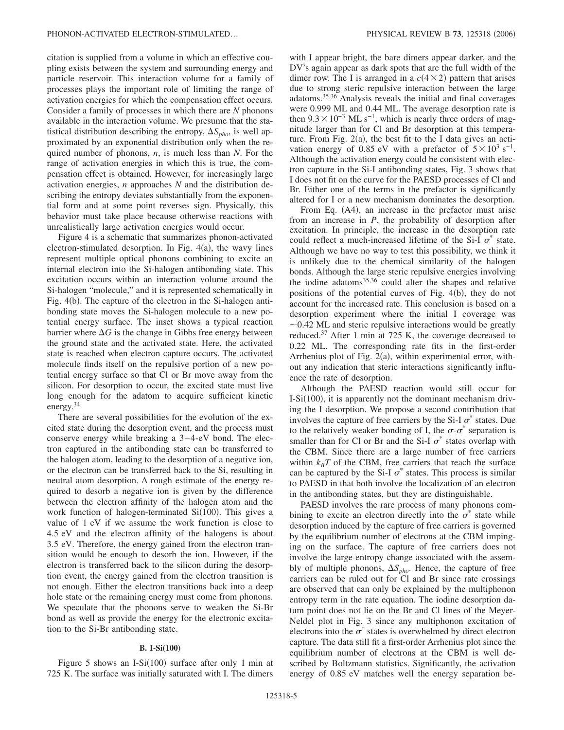citation is supplied from a volume in which an effective coupling exists between the system and surrounding energy and particle reservoir. This interaction volume for a family of processes plays the important role of limiting the range of activation energies for which the compensation effect occurs. Consider a family of processes in which there are $N$ phonons available in the interaction volume. We presume that the statistical distribution describing the entropy, $\Delta S_{pho}$, is well approximated by an exponential distribution only when the required number of phonons, $n$, is much less than $N$. For the range of activation energies in which this is true, the compensation effect is obtained. However, for increasingly large activation energies, $n$ approaches $N$ and the distribution describing the entropy deviates substantially from the exponential form and at some point reverses sign. Physically, this behavior must take place because otherwise reactions with unrealistically large activation energies would occur.

Figure 4 is a schematic that summarizes phonon-activated electron-stimulated desorption. In Fig. 4(a), the wavy lines represent multiple optical phonons combining to excite an internal electron into the Si-halogen antibonding state. This excitation occurs within an interaction volume around the Si-halogen "molecule," and it is represented schematically in Fig. 4(b). The capture of the electron in the Si-halogen antibonding state moves the Si-halogen molecule to a new potential energy surface. The inset shows a typical reaction barrier where $\Delta G$ is the change in Gibbs free energy between the ground state and the activated state. Here, the activated state is reached when electron capture occurs. The activated molecule finds itself on the repulsive portion of a new potential energy surface so that Cl or Br move away from the silicon. For desorption to occur, the excited state must live long enough for the adatom to acquire sufficient kinetic energy.[34]

There are several possibilities for the evolution of the excited state during the desorption event, and the process must conserve energy while breaking a 3–4-eV bond. The electron captured in the antibonding state can be transferred to the halogen atom, leading to the desorption of a negative ion, or the electron can be transferred back to the Si, resulting in neutral atom desorption. A rough estimate of the energy required to desorb a negative ion is given by the difference between the electron affinity of the halogen atom and the work function of halogen-terminated Si(100). This gives a value of 1 eV if we assume the work function is close to 4.5 eV and the electron affinity of the halogens is about 3.5 eV. Therefore, the energy gained from the electron transition would be enough to desorb the ion. However, if the electron is transferred back to the silicon during the desorption event, the energy gained from the electron transition is not enough. Either the electron transitions back into a deep hole state or the remaining energy must come from phonons. We speculate that the phonons serve to weaken the Si-Br bond as well as provide the energy for the electronic excitation to the Si-Br antibonding state.

### B. I-Si(100)

Figure 5 shows an I-Si(100) surface after only 1 min at 725 K. The surface was initially saturated with I. The dimers with I appear bright, the bare dimers appear darker, and the DV's again appear as dark spots that are the full width of the dimer row. The I is arranged in a $c(4\times2)$ pattern that arises due to strong steric repulsive interaction between the large adatoms.[35,36] Analysis reveals the initial and final coverages were 0.999 ML and 0.44 ML. The average desorption rate is then $9.3\times10^{-3}$ ML s$^{-1}$, which is nearly three orders of magnitude larger than for Cl and Br desorption at this temperature. From Fig. 2(a), the best fit to the I data gives an activation energy of 0.85 eV with a prefactor of $5\times10^{3}$ s$^{-1}$. Although the activation energy could be consistent with electron capture in the Si-I antibonding states, Fig. 3 shows that I does not fit on the curve for the PAESD processes of Cl and Br. Either one of the terms in the prefactor is significantly altered for I or a new mechanism dominates the desorption.

From Eq. (A4), an increase in the prefactor must arise from an increase in $P$, the probability of desorption after excitation. In principle, the increase in the desorption rate could reflect a much-increased lifetime of the Si-I $\sigma^*$ state. Although we have no way to test this possibility, we think it is unlikely due to the chemical similarity of the halogen bonds. Although the large steric repulsive energies involving the iodine adatoms[35,36] could alter the shapes and relative positions of the potential curves of Fig. 4(b), they do not account for the increased rate. This conclusion is based on a desorption experiment where the initial I coverage was $\sim$0.42 ML and steric repulsive interactions would be greatly reduced.[37] After 1 min at 725 K, the coverage decreased to 0.22 ML. The corresponding rate fits in the first-order Arrhenius plot of Fig. 2(a), within experimental error, without any indication that steric interactions significantly influence the rate of desorption.

Although the PAESD reaction would still occur for I-Si(100), it is apparently not the dominant mechanism driving the I desorption. We propose a second contribution that involves the capture of free carriers by the Si-I $\sigma^*$ states. Due to the relatively weaker bonding of I, the $\sigma$-$\sigma^*$ separation is smaller than for Cl or Br and the Si-I $\sigma^*$ states overlap with the CBM. Since there are a large number of free carriers within $k_BT$ of the CBM, free carriers that reach the surface can be captured by the Si-I $\sigma^*$ states. This process is similar to PAESD in that both involve the localization of an electron in the antibonding states, but they are distinguishable.

PAESD involves the rare process of many phonons combining to excite an electron directly into the $\sigma^*$ state while desorption induced by the capture of free carriers is governed by the equilibrium number of electrons at the CBM impinging on the surface. The capture of free carriers does not involve the large entropy change associated with the assembly of multiple phonons, $\Delta S_{pho}$. Hence, the capture of free carriers can be ruled out for Cl and Br since rate crossings are observed that can only be explained by the multiphonon entropy term in the rate equation. The iodine desorption datum point does not lie on the Br and Cl lines of the Meyer-Neldel plot in Fig. 3 since any multiphonon excitation of electrons into the $\sigma^*$ states is overwhelmed by direct electron capture. The data still fit a first-order Arrhenius plot since the equilibrium number of electrons at the CBM is well described by Boltzmann statistics. Significantly, the activation energy of 0.85 eV matches well the energy separation be-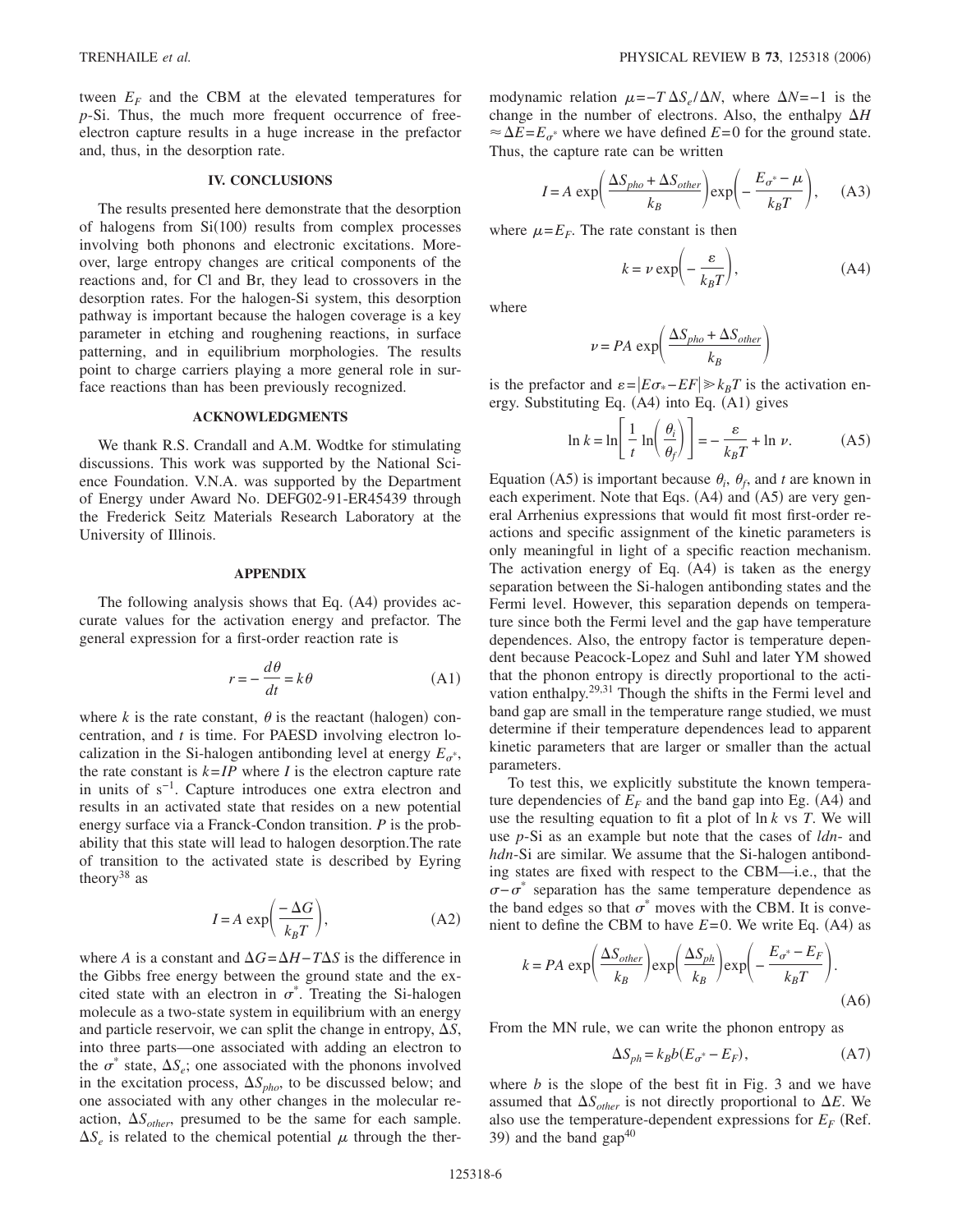tween $E_F$ and the CBM at the elevated temperatures for $p$-Si. Thus, the much more frequent occurrence of free-electron capture results in a huge increase in the prefactor and, thus, in the desorption rate.

## IV. CONCLUSIONS

The results presented here demonstrate that the desorption of halogens from Si(100) results from complex processes involving both phonons and electronic excitations. Moreover, large entropy changes are critical components of the reactions and, for Cl and Br, they lead to crossovers in the desorption rates. For the halogen-Si system, this desorption pathway is important because the halogen coverage is a key parameter in etching and roughening reactions, in surface patterning, and in equilibrium morphologies. The results point to charge carriers playing a more general role in surface reactions than has been previously recognized.

## ACKNOWLEDGMENTS

We thank R.S. Crandall and A.M. Wodtke for stimulating discussions. This work was supported by the National Science Foundation. V.N.A. was supported by the Department of Energy under Award No. DEFG02-91-ER45439 through the Frederick Seitz Materials Research Laboratory at the University of Illinois.

## APPENDIX

The following analysis shows that Eq. (A4) provides accurate values for the activation energy and prefactor. The general expression for a first-order reaction rate is

$$r = -\frac{d\theta}{dt} = k\theta \tag{A1}$$

where $k$ is the rate constant, $\theta$ is the reactant (halogen) concentration, and $t$ is time. For PAESD involving electron localization in the Si-halogen antibonding level at energy $E_{\sigma^*}$, the rate constant is $k = IP$ where $I$ is the electron capture rate in units of $s^{-1}$. Capture introduces one extra electron and results in an activated state that resides on a new potential energy surface via a Franck-Condon transition. $P$ is the probability that this state will lead to halogen desorption.The rate of transition to the activated state is described by Eyring theory[38] as

$$I = A\exp\left(\frac{-\Delta G}{k_B T}\right), \tag{A2}$$

where $A$ is a constant and $\Delta G = \Delta H - T\Delta S$ is the difference in the Gibbs free energy between the ground state and the excited state with an electron in $\sigma^*$. Treating the Si-halogen molecule as a two-state system in equilibrium with an energy and particle reservoir, we can split the change in entropy, $\Delta S$, into three parts—one associated with adding an electron to the $\sigma^*$ state, $\Delta S_e$; one associated with the phonons involved in the excitation process, $\Delta S_{pho}$, to be discussed below; and one associated with any other changes in the molecular reaction, $\Delta S_{other}$, presumed to be the same for each sample. $\Delta S_e$ is related to the chemical potential $\mu$ through the thermodynamic relation $\mu = -T\Delta S_e/\Delta N$, where $\Delta N = -1$ is the change in the number of electrons. Also, the enthalpy $\Delta H \approx \Delta E = E_{\sigma^*}$ where we have defined $E = 0$ for the ground state. Thus, the capture rate can be written

$$I = A\exp\left(\frac{\Delta S_{pho} + \Delta S_{other}}{k_B}\right)\exp\left(-\frac{E_{\sigma^*} - \mu}{k_B T}\right), \tag{A3}$$

where $\mu = E_F$. The rate constant is then

$$k = \nu\exp\left(-\frac{\varepsilon}{k_B T}\right), \tag{A4}$$

where

$$\nu = PA\exp\left(\frac{\Delta S_{pho} + \Delta S_{other}}{k_B}\right)$$

is the prefactor and $\varepsilon = |E\sigma_* - EF| \gg k_B T$ is the activation energy. Substituting Eq. (A4) into Eq. (A1) gives

$$\ln k = \ln\left[\frac{1}{t}\ln\left(\frac{\theta_i}{\theta_f}\right)\right] = -\frac{\varepsilon}{k_B T} + \ln \nu. \tag{A5}$$

Equation (A5) is important because $\theta_i$, $\theta_f$, and $t$ are known in each experiment. Note that Eqs. (A4) and (A5) are very general Arrhenius expressions that would fit most first-order reactions and specific assignment of the kinetic parameters is only meaningful in light of a specific reaction mechanism. The activation energy of Eq. (A4) is taken as the energy separation between the Si-halogen antibonding states and the Fermi level. However, this separation depends on temperature since both the Fermi level and the gap have temperature dependences. Also, the entropy factor is temperature dependent because Peacock-Lopez and Suhl and later YM showed that the phonon entropy is directly proportional to the activation enthalpy.[29,31] Though the shifts in the Fermi level and band gap are small in the temperature range studied, we must determine if their temperature dependences lead to apparent kinetic parameters that are larger or smaller than the actual parameters.

To test this, we explicitly substitute the known temperature dependencies of $E_F$ and the band gap into Eg. (A4) and use the resulting equation to fit a plot of $\ln k$ vs $T$. We will use $p$-Si as an example but note that the cases of $ldn$- and $hdn$-Si are similar. We assume that the Si-halogen antibonding states are fixed with respect to the CBM—i.e., that the $\sigma - \sigma^*$ separation has the same temperature dependence as the band edges so that $\sigma^*$ moves with the CBM. It is convenient to define the CBM to have $E = 0$. We write Eq. (A4) as

$$k = PA\exp\left(\frac{\Delta S_{other}}{k_B}\right)\exp\left(\frac{\Delta S_{ph}}{k_B}\right)\exp\left(-\frac{E_{\sigma^*} - E_F}{k_B T}\right). \tag{A6}$$

From the MN rule, we can write the phonon entropy as

$$\Delta S_{ph} = k_B b(E_{\sigma^*} - E_F), \tag{A7}$$

where $b$ is the slope of the best fit in Fig. 3 and we have assumed that $\Delta S_{other}$ is not directly proportional to $\Delta E$. We also use the temperature-dependent expressions for $E_F$ (Ref. 39) and the band gap[40]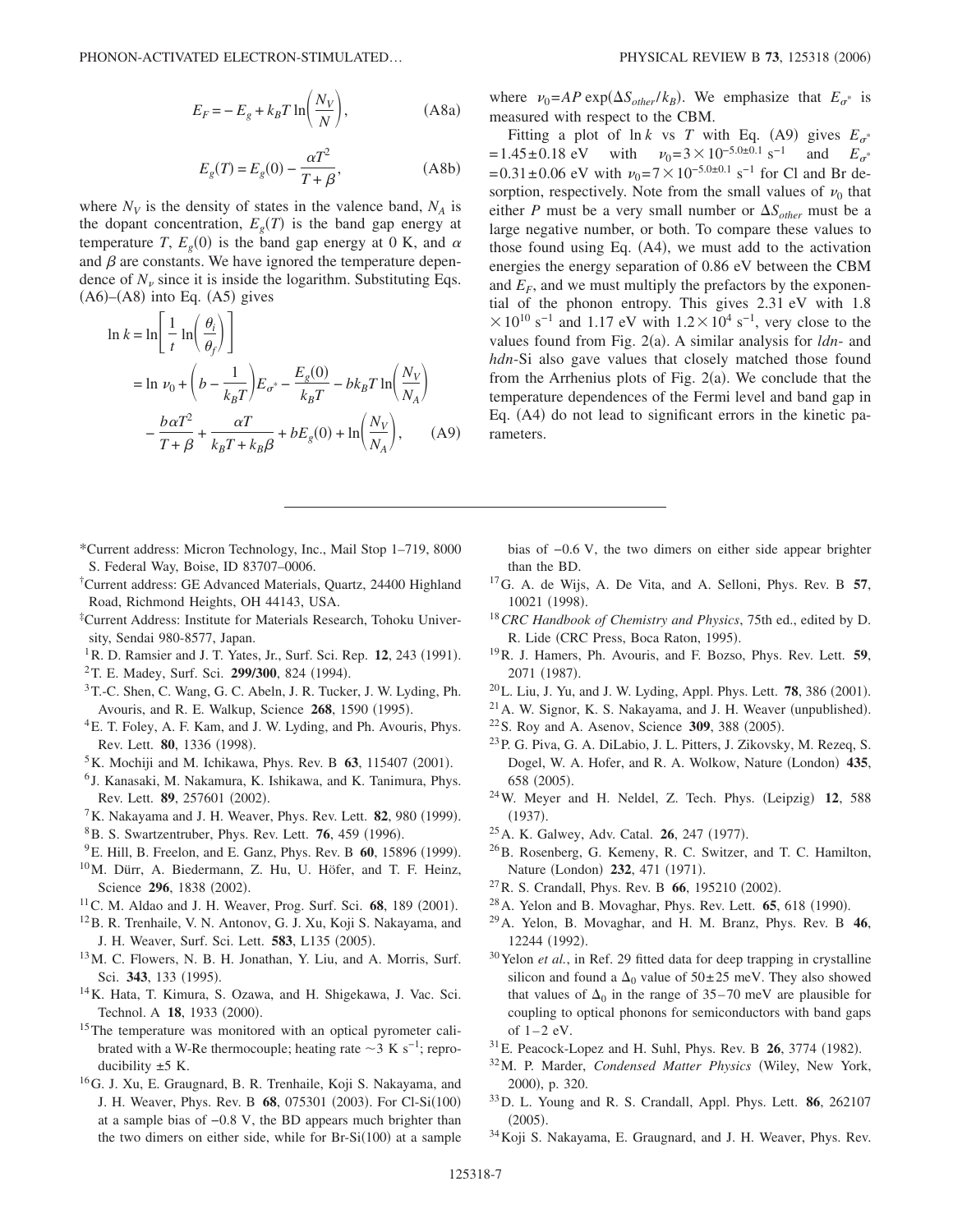$$E_F = -E_g + k_B T \ln\left(\frac{N_V}{N}\right), \tag{A8a}$$

$$E_g(T) = E_g(0) - \frac{\alpha T^2}{T+\beta}, \tag{A8b}$$

where $N_V$ is the density of states in the valence band, $N_A$ is the dopant concentration, $E_g(T)$ is the band gap energy at temperature $T$, $E_g(0)$ is the band gap energy at 0 K, and $\alpha$ and $\beta$ are constants. We have ignored the temperature dependence of $N_\nu$ since it is inside the logarithm. Substituting Eqs. (A6)–(A8) into Eq. (A5) gives

$$\begin{aligned}
\ln k &= \ln\left[\frac{1}{t}\ln\left(\frac{\theta_i}{\theta_f}\right)\right] \\
&= \ln \nu_0 + \left(b - \frac{1}{k_B T}\right)E_{\sigma^*} - \frac{E_g(0)}{k_B T} - b k_B T \ln\left(\frac{N_V}{N_A}\right) \\
&\quad - \frac{b\alpha T^2}{T+\beta} + \frac{\alpha T}{k_B T + k_B \beta} + bE_g(0) + \ln\left(\frac{N_V}{N_A}\right),
\end{aligned} \tag{A9}$$

where $\nu_0 = AP\exp(\Delta S_{other}/k_B)$. We emphasize that $E_{\sigma^*}$ is measured with respect to the CBM.

Fitting a plot of $\ln k$ vs $T$ with Eq. (A9) gives $E_{\sigma^*} = 1.45 \pm 0.18$ eV with $\nu_0 = 3\times 10^{-5.0\pm 0.1}$ s$^{-1}$ and $E_{\sigma^*} = 0.31 \pm 0.06$ eV with $\nu_0 = 7\times 10^{-5.0\pm 0.1}$ s$^{-1}$ for Cl and Br desorption, respectively. Note from the small values of $\nu_0$ that either $P$ must be a very small number or $\Delta S_{other}$ must be a large negative number, or both. To compare these values to those found using Eq. (A4), we must add to the activation energies the energy separation of 0.86 eV between the CBM and $E_F$, and we must multiply the prefactors by the exponential of the phonon entropy. This gives 2.31 eV with $1.8\times 10^{10}$ s$^{-1}$ and 1.17 eV with $1.2\times 10^{4}$ s$^{-1}$, very close to the values found from Fig. 2(a). A similar analysis for *ldn*- and *hdn*-Si also gave values that closely matched those found from the Arrhenius plots of Fig. 2(a). We conclude that the temperature dependences of the Fermi level and band gap in Eq. (A4) do not lead to significant errors in the kinetic parameters.

---

*Current address: Micron Technology, Inc., Mail Stop 1–719, 8000 S. Federal Way, Boise, ID 83707–0006.

†Current address: GE Advanced Materials, Quartz, 24400 Highland Road, Richmond Heights, OH 44143, USA.

‡Current Address: Institute for Materials Research, Tohoku University, Sendai 980-8577, Japan.

[1] R. D. Ramsier and J. T. Yates, Jr., Surf. Sci. Rep. **12**, 243 (1991).

[2] T. E. Madey, Surf. Sci. **299/300**, 824 (1994).

[3] T.-C. Shen, C. Wang, G. C. Abeln, J. R. Tucker, J. W. Lyding, Ph. Avouris, and R. E. Walkup, Science **268**, 1590 (1995).

[4] E. T. Foley, A. F. Kam, and J. W. Lyding, and Ph. Avouris, Phys. Rev. Lett. **80**, 1336 (1998).

[5] K. Mochiji and M. Ichikawa, Phys. Rev. B **63**, 115407 (2001).

[6] J. Kanasaki, M. Nakamura, K. Ishikawa, and K. Tanimura, Phys. Rev. Lett. **89**, 257601 (2002).

[7] K. Nakayama and J. H. Weaver, Phys. Rev. Lett. **82**, 980 (1999).

[8] B. S. Swartzentruber, Phys. Rev. Lett. **76**, 459 (1996).

[9] E. Hill, B. Freelon, and E. Ganz, Phys. Rev. B **60**, 15896 (1999).

[10] M. Dürr, A. Biedermann, Z. Hu, U. Höfer, and T. F. Heinz, Science **296**, 1838 (2002).

[11] C. M. Aldao and J. H. Weaver, Prog. Surf. Sci. **68**, 189 (2001).

[12] B. R. Trenhaile, V. N. Antonov, G. J. Xu, Koji S. Nakayama, and J. H. Weaver, Surf. Sci. Lett. **583**, L135 (2005).

[13] M. C. Flowers, N. B. H. Jonathan, Y. Liu, and A. Morris, Surf. Sci. **343**, 133 (1995).

[14] K. Hata, T. Kimura, S. Ozawa, and H. Shigekawa, J. Vac. Sci. Technol. A **18**, 1933 (2000).

[15] The temperature was monitored with an optical pyrometer calibrated with a W-Re thermocouple; heating rate ~3 K s$^{-1}$; reproducibility ±5 K.

[16] G. J. Xu, E. Graugnard, B. R. Trenhaile, Koji S. Nakayama, and J. H. Weaver, Phys. Rev. B **68**, 075301 (2003). For Cl-Si(100) at a sample bias of −0.8 V, the BD appears much brighter than the two dimers on either side, while for Br-Si(100) at a sample bias of −0.6 V, the two dimers on either side appear brighter than the BD.

[17] G. A. de Wijs, A. De Vita, and A. Selloni, Phys. Rev. B **57**, 10021 (1998).

[18] *CRC Handbook of Chemistry and Physics*, 75th ed., edited by D. R. Lide (CRC Press, Boca Raton, 1995).

[19] R. J. Hamers, Ph. Avouris, and F. Bozso, Phys. Rev. Lett. **59**, 2071 (1987).

[20] L. Liu, J. Yu, and J. W. Lyding, Appl. Phys. Lett. **78**, 386 (2001).

[21] A. W. Signor, K. S. Nakayama, and J. H. Weaver (unpublished).

[22] S. Roy and A. Asenov, Science **309**, 388 (2005).

[23] P. G. Piva, G. A. DiLabio, J. L. Pitters, J. Zikovsky, M. Rezeq, S. Dogel, W. A. Hofer, and R. A. Wolkow, Nature (London) **435**, 658 (2005).

[24] W. Meyer and H. Neldel, Z. Tech. Phys. (Leipzig) **12**, 588 (1937).

[25] A. K. Galwey, Adv. Catal. **26**, 247 (1977).

[26] B. Rosenberg, G. Kemeny, R. C. Switzer, and T. C. Hamilton, Nature (London) **232**, 471 (1971).

[27] R. S. Crandall, Phys. Rev. B **66**, 195210 (2002).

[28] A. Yelon and B. Movaghar, Phys. Rev. Lett. **65**, 618 (1990).

[29] A. Yelon, B. Movaghar, and H. M. Branz, Phys. Rev. B **46**, 12244 (1992).

[30] Yelon *et al.*, in Ref. 29 fitted data for deep trapping in crystalline silicon and found a $\Delta_0$ value of 50±25 meV. They also showed that values of $\Delta_0$ in the range of 35–70 meV are plausible for coupling to optical phonons for semiconductors with band gaps of 1–2 eV.

[31] E. Peacock-Lopez and H. Suhl, Phys. Rev. B **26**, 3774 (1982).

[32] M. P. Marder, *Condensed Matter Physics* (Wiley, New York, 2000), p. 320.

[33] D. L. Young and R. S. Crandall, Appl. Phys. Lett. **86**, 262107 (2005).

[34] Koji S. Nakayama, E. Graugnard, and J. H. Weaver, Phys. Rev.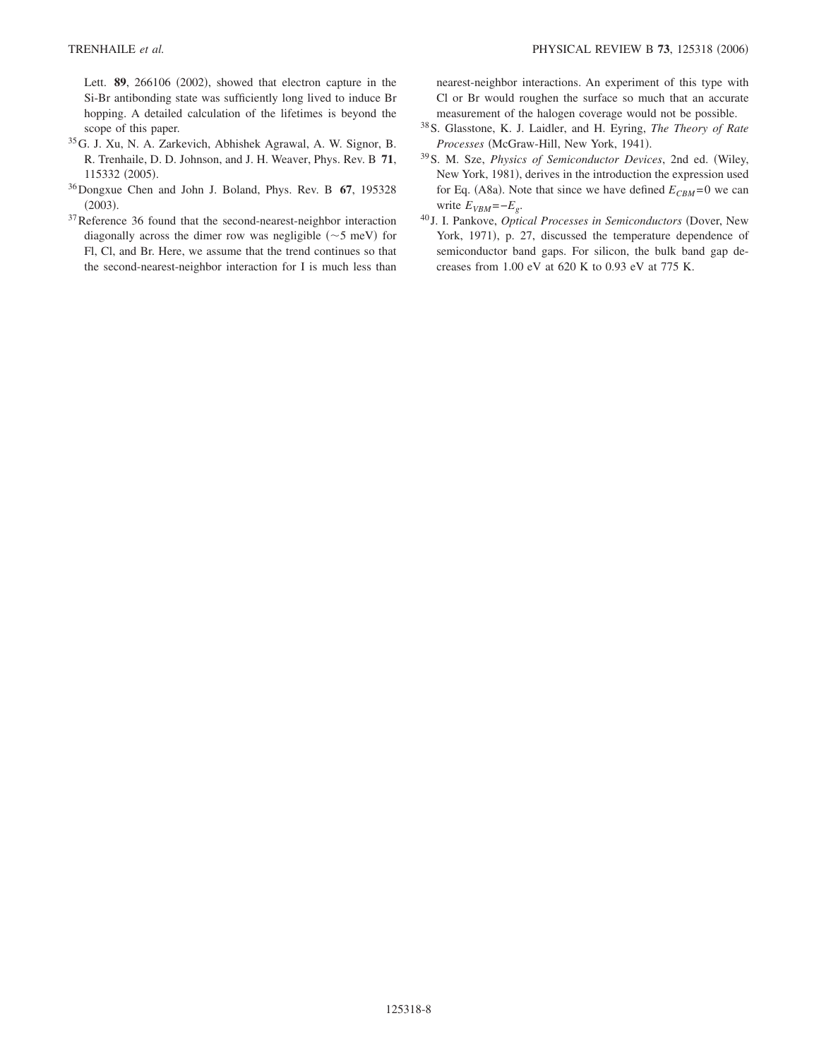Lett. **89**, 266106 (2002), showed that electron capture in the Si-Br antibonding state was sufficiently long lived to induce Br hopping. A detailed calculation of the lifetimes is beyond the scope of this paper.

[35] G. J. Xu, N. A. Zarkevich, Abhishek Agrawal, A. W. Signor, B. R. Trenhaile, D. D. Johnson, and J. H. Weaver, Phys. Rev. B **71**, 115332 (2005).

[36] Dongxue Chen and John J. Boland, Phys. Rev. B **67**, 195328 (2003).

[37] Reference 36 found that the second-nearest-neighbor interaction diagonally across the dimer row was negligible (~5 meV) for Fl, Cl, and Br. Here, we assume that the trend continues so that the second-nearest-neighbor interaction for I is much less than nearest-neighbor interactions. An experiment of this type with Cl or Br would roughen the surface so much that an accurate measurement of the halogen coverage would not be possible.

[38] S. Glasstone, K. J. Laidler, and H. Eyring, *The Theory of Rate Processes* (McGraw-Hill, New York, 1941).

[39] S. M. Sze, *Physics of Semiconductor Devices*, 2nd ed. (Wiley, New York, 1981), derives in the introduction the expression used for Eq. (A8a). Note that since we have defined $E_{CBM}=0$ we can write $E_{VBM}=-E_g$.

[40] J. I. Pankove, *Optical Processes in Semiconductors* (Dover, New York, 1971), p. 27, discussed the temperature dependence of semiconductor band gaps. For silicon, the bulk band gap decreases from 1.00 eV at 620 K to 0.93 eV at 775 K.